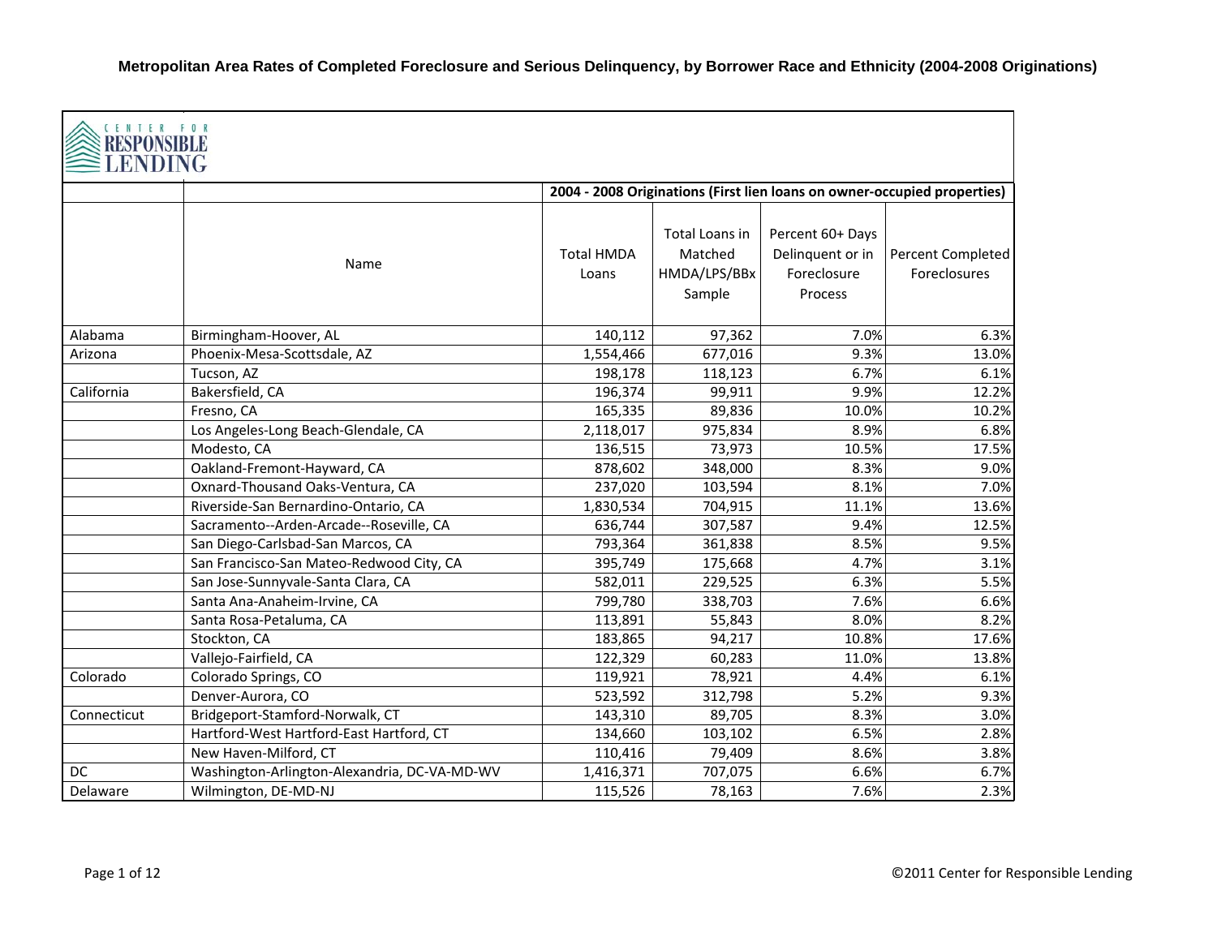# Metropolitan Area Rates of Completed Foreclosure and Serious Delinquency, by Borrower Race and Ethnicity (2004-2008 Originations)

CENTER FOR RESPONSIBLE LENDING

| | | 2004 - 2008 Originations (First lien loans on owner-occupied properties) | | | |
|---|---|---|---|---|---|
| | Name | Total HMDA Loans | Total Loans in Matched HMDA/LPS/BBx Sample | Percent 60+ Days Delinquent or in Foreclosure Process | Percent Completed Foreclosures |
| Alabama | Birmingham-Hoover, AL | 140,112 | 97,362 | 7.0% | 6.3% |
| Arizona | Phoenix-Mesa-Scottsdale, AZ | 1,554,466 | 677,016 | 9.3% | 13.0% |
| | Tucson, AZ | 198,178 | 118,123 | 6.7% | 6.1% |
| California | Bakersfield, CA | 196,374 | 99,911 | 9.9% | 12.2% |
| | Fresno, CA | 165,335 | 89,836 | 10.0% | 10.2% |
| | Los Angeles-Long Beach-Glendale, CA | 2,118,017 | 975,834 | 8.9% | 6.8% |
| | Modesto, CA | 136,515 | 73,973 | 10.5% | 17.5% |
| | Oakland-Fremont-Hayward, CA | 878,602 | 348,000 | 8.3% | 9.0% |
| | Oxnard-Thousand Oaks-Ventura, CA | 237,020 | 103,594 | 8.1% | 7.0% |
| | Riverside-San Bernardino-Ontario, CA | 1,830,534 | 704,915 | 11.1% | 13.6% |
| | Sacramento--Arden-Arcade--Roseville, CA | 636,744 | 307,587 | 9.4% | 12.5% |
| | San Diego-Carlsbad-San Marcos, CA | 793,364 | 361,838 | 8.5% | 9.5% |
| | San Francisco-San Mateo-Redwood City, CA | 395,749 | 175,668 | 4.7% | 3.1% |
| | San Jose-Sunnyvale-Santa Clara, CA | 582,011 | 229,525 | 6.3% | 5.5% |
| | Santa Ana-Anaheim-Irvine, CA | 799,780 | 338,703 | 7.6% | 6.6% |
| | Santa Rosa-Petaluma, CA | 113,891 | 55,843 | 8.0% | 8.2% |
| | Stockton, CA | 183,865 | 94,217 | 10.8% | 17.6% |
| | Vallejo-Fairfield, CA | 122,329 | 60,283 | 11.0% | 13.8% |
| Colorado | Colorado Springs, CO | 119,921 | 78,921 | 4.4% | 6.1% |
| | Denver-Aurora, CO | 523,592 | 312,798 | 5.2% | 9.3% |
| Connecticut | Bridgeport-Stamford-Norwalk, CT | 143,310 | 89,705 | 8.3% | 3.0% |
| | Hartford-West Hartford-East Hartford, CT | 134,660 | 103,102 | 6.5% | 2.8% |
| | New Haven-Milford, CT | 110,416 | 79,409 | 8.6% | 3.8% |
| DC | Washington-Arlington-Alexandria, DC-VA-MD-WV | 1,416,371 | 707,075 | 6.6% | 6.7% |
| Delaware | Wilmington, DE-MD-NJ | 115,526 | 78,163 | 7.6% | 2.3% |

©2011 Center for Responsible Lending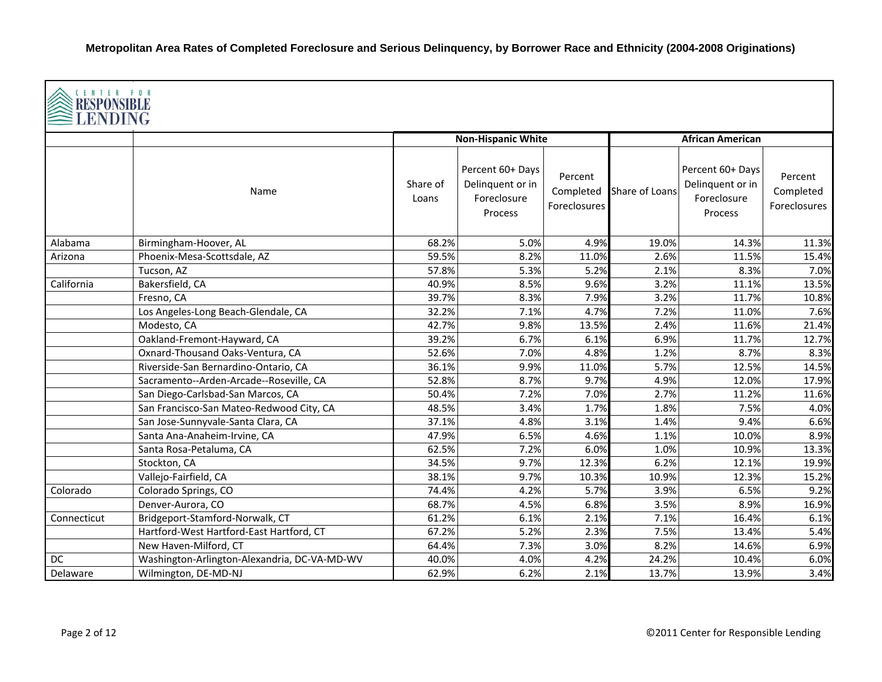**Metropolitan Area Rates of Completed Foreclosure and Serious Delinquency, by Borrower Race and Ethnicity (2004-2008 Originations)**

CENTER FOR RESPONSIBLE LENDING

| | | Non-Hispanic White | | | African American | | |
|---|---|---|---|---|---|---|---|
| | Name | Share of Loans | Percent 60+ Days Delinquent or in Foreclosure Process | Percent Completed Foreclosures | Share of Loans | Percent 60+ Days Delinquent or in Foreclosure Process | Percent Completed Foreclosures |
| Alabama | Birmingham-Hoover, AL | 68.2% | 5.0% | 4.9% | 19.0% | 14.3% | 11.3% |
| Arizona | Phoenix-Mesa-Scottsdale, AZ | 59.5% | 8.2% | 11.0% | 2.6% | 11.5% | 15.4% |
| | Tucson, AZ | 57.8% | 5.3% | 5.2% | 2.1% | 8.3% | 7.0% |
| California | Bakersfield, CA | 40.9% | 8.5% | 9.6% | 3.2% | 11.1% | 13.5% |
| | Fresno, CA | 39.7% | 8.3% | 7.9% | 3.2% | 11.7% | 10.8% |
| | Los Angeles-Long Beach-Glendale, CA | 32.2% | 7.1% | 4.7% | 7.2% | 11.0% | 7.6% |
| | Modesto, CA | 42.7% | 9.8% | 13.5% | 2.4% | 11.6% | 21.4% |
| | Oakland-Fremont-Hayward, CA | 39.2% | 6.7% | 6.1% | 6.9% | 11.7% | 12.7% |
| | Oxnard-Thousand Oaks-Ventura, CA | 52.6% | 7.0% | 4.8% | 1.2% | 8.7% | 8.3% |
| | Riverside-San Bernardino-Ontario, CA | 36.1% | 9.9% | 11.0% | 5.7% | 12.5% | 14.5% |
| | Sacramento--Arden-Arcade--Roseville, CA | 52.8% | 8.7% | 9.7% | 4.9% | 12.0% | 17.9% |
| | San Diego-Carlsbad-San Marcos, CA | 50.4% | 7.2% | 7.0% | 2.7% | 11.2% | 11.6% |
| | San Francisco-San Mateo-Redwood City, CA | 48.5% | 3.4% | 1.7% | 1.8% | 7.5% | 4.0% |
| | San Jose-Sunnyvale-Santa Clara, CA | 37.1% | 4.8% | 3.1% | 1.4% | 9.4% | 6.6% |
| | Santa Ana-Anaheim-Irvine, CA | 47.9% | 6.5% | 4.6% | 1.1% | 10.0% | 8.9% |
| | Santa Rosa-Petaluma, CA | 62.5% | 7.2% | 6.0% | 1.0% | 10.9% | 13.3% |
| | Stockton, CA | 34.5% | 9.7% | 12.3% | 6.2% | 12.1% | 19.9% |
| | Vallejo-Fairfield, CA | 38.1% | 9.7% | 10.3% | 10.9% | 12.3% | 15.2% |
| Colorado | Colorado Springs, CO | 74.4% | 4.2% | 5.7% | 3.9% | 6.5% | 9.2% |
| | Denver-Aurora, CO | 68.7% | 4.5% | 6.8% | 3.5% | 8.9% | 16.9% |
| Connecticut | Bridgeport-Stamford-Norwalk, CT | 61.2% | 6.1% | 2.1% | 7.1% | 16.4% | 6.1% |
| | Hartford-West Hartford-East Hartford, CT | 67.2% | 5.2% | 2.3% | 7.5% | 13.4% | 5.4% |
| | New Haven-Milford, CT | 64.4% | 7.3% | 3.0% | 8.2% | 14.6% | 6.9% |
| DC | Washington-Arlington-Alexandria, DC-VA-MD-WV | 40.0% | 4.0% | 4.2% | 24.2% | 10.4% | 6.0% |
| Delaware | Wilmington, DE-MD-NJ | 62.9% | 6.2% | 2.1% | 13.7% | 13.9% | 3.4% |

©2011 Center for Responsible Lending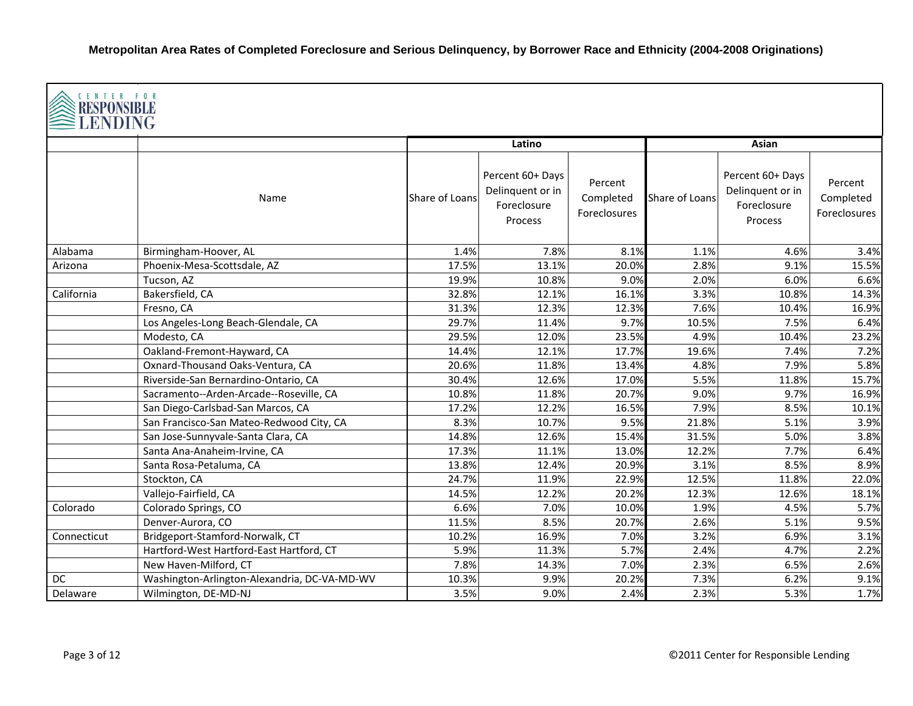**Metropolitan Area Rates of Completed Foreclosure and Serious Delinquency, by Borrower Race and Ethnicity (2004-2008 Originations)**

CENTER FOR RESPONSIBLE LENDING

| | | Latino | | | Asian | | |
|---|---|---|---|---|---|---|---|
| | Name | Share of Loans | Percent 60+ Days Delinquent or in Foreclosure Process | Percent Completed Foreclosures | Share of Loans | Percent 60+ Days Delinquent or in Foreclosure Process | Percent Completed Foreclosures |
| Alabama | Birmingham-Hoover, AL | 1.4% | 7.8% | 8.1% | 1.1% | 4.6% | 3.4% |
| Arizona | Phoenix-Mesa-Scottsdale, AZ | 17.5% | 13.1% | 20.0% | 2.8% | 9.1% | 15.5% |
| | Tucson, AZ | 19.9% | 10.8% | 9.0% | 2.0% | 6.0% | 6.6% |
| California | Bakersfield, CA | 32.8% | 12.1% | 16.1% | 3.3% | 10.8% | 14.3% |
| | Fresno, CA | 31.3% | 12.3% | 12.3% | 7.6% | 10.4% | 16.9% |
| | Los Angeles-Long Beach-Glendale, CA | 29.7% | 11.4% | 9.7% | 10.5% | 7.5% | 6.4% |
| | Modesto, CA | 29.5% | 12.0% | 23.5% | 4.9% | 10.4% | 23.2% |
| | Oakland-Fremont-Hayward, CA | 14.4% | 12.1% | 17.7% | 19.6% | 7.4% | 7.2% |
| | Oxnard-Thousand Oaks-Ventura, CA | 20.6% | 11.8% | 13.4% | 4.8% | 7.9% | 5.8% |
| | Riverside-San Bernardino-Ontario, CA | 30.4% | 12.6% | 17.0% | 5.5% | 11.8% | 15.7% |
| | Sacramento--Arden-Arcade--Roseville, CA | 10.8% | 11.8% | 20.7% | 9.0% | 9.7% | 16.9% |
| | San Diego-Carlsbad-San Marcos, CA | 17.2% | 12.2% | 16.5% | 7.9% | 8.5% | 10.1% |
| | San Francisco-San Mateo-Redwood City, CA | 8.3% | 10.7% | 9.5% | 21.8% | 5.1% | 3.9% |
| | San Jose-Sunnyvale-Santa Clara, CA | 14.8% | 12.6% | 15.4% | 31.5% | 5.0% | 3.8% |
| | Santa Ana-Anaheim-Irvine, CA | 17.3% | 11.1% | 13.0% | 12.2% | 7.7% | 6.4% |
| | Santa Rosa-Petaluma, CA | 13.8% | 12.4% | 20.9% | 3.1% | 8.5% | 8.9% |
| | Stockton, CA | 24.7% | 11.9% | 22.9% | 12.5% | 11.8% | 22.0% |
| | Vallejo-Fairfield, CA | 14.5% | 12.2% | 20.2% | 12.3% | 12.6% | 18.1% |
| Colorado | Colorado Springs, CO | 6.6% | 7.0% | 10.0% | 1.9% | 4.5% | 5.7% |
| | Denver-Aurora, CO | 11.5% | 8.5% | 20.7% | 2.6% | 5.1% | 9.5% |
| Connecticut | Bridgeport-Stamford-Norwalk, CT | 10.2% | 16.9% | 7.0% | 3.2% | 6.9% | 3.1% |
| | Hartford-West Hartford-East Hartford, CT | 5.9% | 11.3% | 5.7% | 2.4% | 4.7% | 2.2% |
| | New Haven-Milford, CT | 7.8% | 14.3% | 7.0% | 2.3% | 6.5% | 2.6% |
| DC | Washington-Arlington-Alexandria, DC-VA-MD-WV | 10.3% | 9.9% | 20.2% | 7.3% | 6.2% | 9.1% |
| Delaware | Wilmington, DE-MD-NJ | 3.5% | 9.0% | 2.4% | 2.3% | 5.3% | 1.7% |

©2011 Center for Responsible Lending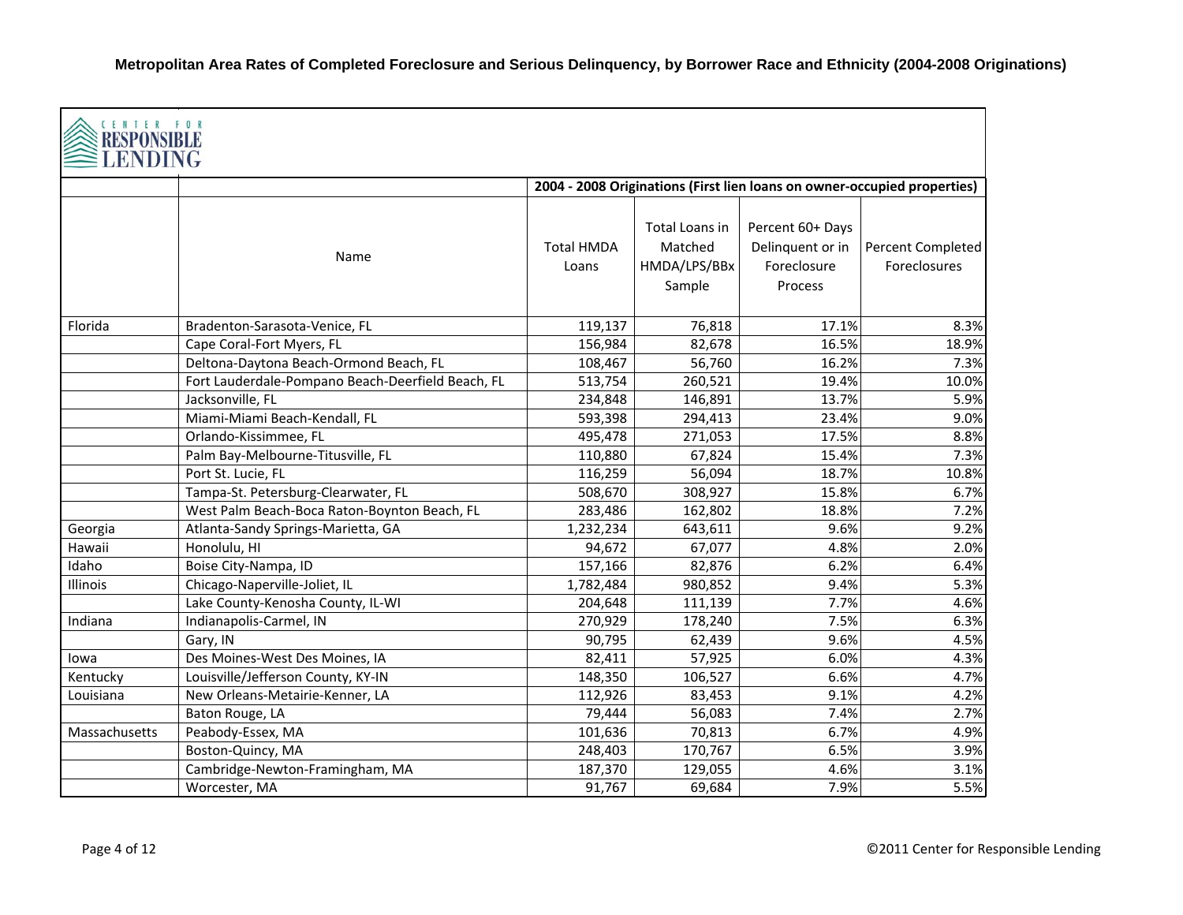**Metropolitan Area Rates of Completed Foreclosure and Serious Delinquency, by Borrower Race and Ethnicity (2004-2008 Originations)**

CENTER FOR RESPONSIBLE LENDING

| | | 2004 - 2008 Originations (First lien loans on owner-occupied properties) | | | |
|---|---|---|---|---|---|
| | Name | Total HMDA Loans | Total Loans in Matched HMDA/LPS/BBx Sample | Percent 60+ Days Delinquent or in Foreclosure Process | Percent Completed Foreclosures |
| Florida | Bradenton-Sarasota-Venice, FL | 119,137 | 76,818 | 17.1% | 8.3% |
| | Cape Coral-Fort Myers, FL | 156,984 | 82,678 | 16.5% | 18.9% |
| | Deltona-Daytona Beach-Ormond Beach, FL | 108,467 | 56,760 | 16.2% | 7.3% |
| | Fort Lauderdale-Pompano Beach-Deerfield Beach, FL | 513,754 | 260,521 | 19.4% | 10.0% |
| | Jacksonville, FL | 234,848 | 146,891 | 13.7% | 5.9% |
| | Miami-Miami Beach-Kendall, FL | 593,398 | 294,413 | 23.4% | 9.0% |
| | Orlando-Kissimmee, FL | 495,478 | 271,053 | 17.5% | 8.8% |
| | Palm Bay-Melbourne-Titusville, FL | 110,880 | 67,824 | 15.4% | 7.3% |
| | Port St. Lucie, FL | 116,259 | 56,094 | 18.7% | 10.8% |
| | Tampa-St. Petersburg-Clearwater, FL | 508,670 | 308,927 | 15.8% | 6.7% |
| | West Palm Beach-Boca Raton-Boynton Beach, FL | 283,486 | 162,802 | 18.8% | 7.2% |
| Georgia | Atlanta-Sandy Springs-Marietta, GA | 1,232,234 | 643,611 | 9.6% | 9.2% |
| Hawaii | Honolulu, HI | 94,672 | 67,077 | 4.8% | 2.0% |
| Idaho | Boise City-Nampa, ID | 157,166 | 82,876 | 6.2% | 6.4% |
| Illinois | Chicago-Naperville-Joliet, IL | 1,782,484 | 980,852 | 9.4% | 5.3% |
| | Lake County-Kenosha County, IL-WI | 204,648 | 111,139 | 7.7% | 4.6% |
| Indiana | Indianapolis-Carmel, IN | 270,929 | 178,240 | 7.5% | 6.3% |
| | Gary, IN | 90,795 | 62,439 | 9.6% | 4.5% |
| Iowa | Des Moines-West Des Moines, IA | 82,411 | 57,925 | 6.0% | 4.3% |
| Kentucky | Louisville/Jefferson County, KY-IN | 148,350 | 106,527 | 6.6% | 4.7% |
| Louisiana | New Orleans-Metairie-Kenner, LA | 112,926 | 83,453 | 9.1% | 4.2% |
| | Baton Rouge, LA | 79,444 | 56,083 | 7.4% | 2.7% |
| Massachusetts | Peabody-Essex, MA | 101,636 | 70,813 | 6.7% | 4.9% |
| | Boston-Quincy, MA | 248,403 | 170,767 | 6.5% | 3.9% |
| | Cambridge-Newton-Framingham, MA | 187,370 | 129,055 | 4.6% | 3.1% |
| | Worcester, MA | 91,767 | 69,684 | 7.9% | 5.5% |

©2011 Center for Responsible Lending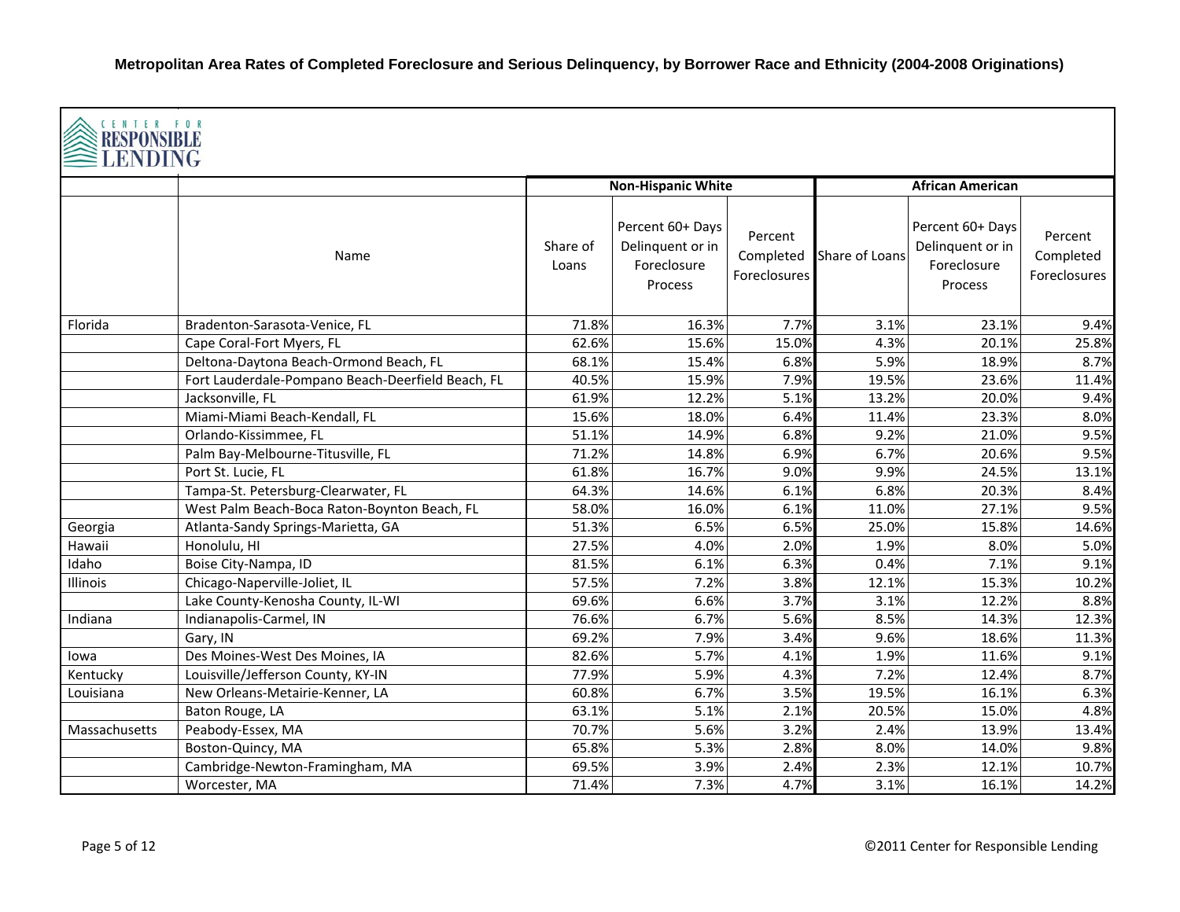# Metropolitan Area Rates of Completed Foreclosure and Serious Delinquency, by Borrower Race and Ethnicity (2004-2008 Originations)

CENTER FOR RESPONSIBLE LENDING

| | | Non-Hispanic White | | | African American | | |
|---|---|---|---|---|---|---|---|
| | Name | Share of Loans | Percent 60+ Days Delinquent or in Foreclosure Process | Percent Completed Foreclosures | Share of Loans | Percent 60+ Days Delinquent or in Foreclosure Process | Percent Completed Foreclosures |
| Florida | Bradenton-Sarasota-Venice, FL | 71.8% | 16.3% | 7.7% | 3.1% | 23.1% | 9.4% |
| | Cape Coral-Fort Myers, FL | 62.6% | 15.6% | 15.0% | 4.3% | 20.1% | 25.8% |
| | Deltona-Daytona Beach-Ormond Beach, FL | 68.1% | 15.4% | 6.8% | 5.9% | 18.9% | 8.7% |
| | Fort Lauderdale-Pompano Beach-Deerfield Beach, FL | 40.5% | 15.9% | 7.9% | 19.5% | 23.6% | 11.4% |
| | Jacksonville, FL | 61.9% | 12.2% | 5.1% | 13.2% | 20.0% | 9.4% |
| | Miami-Miami Beach-Kendall, FL | 15.6% | 18.0% | 6.4% | 11.4% | 23.3% | 8.0% |
| | Orlando-Kissimmee, FL | 51.1% | 14.9% | 6.8% | 9.2% | 21.0% | 9.5% |
| | Palm Bay-Melbourne-Titusville, FL | 71.2% | 14.8% | 6.9% | 6.7% | 20.6% | 9.5% |
| | Port St. Lucie, FL | 61.8% | 16.7% | 9.0% | 9.9% | 24.5% | 13.1% |
| | Tampa-St. Petersburg-Clearwater, FL | 64.3% | 14.6% | 6.1% | 6.8% | 20.3% | 8.4% |
| | West Palm Beach-Boca Raton-Boynton Beach, FL | 58.0% | 16.0% | 6.1% | 11.0% | 27.1% | 9.5% |
| Georgia | Atlanta-Sandy Springs-Marietta, GA | 51.3% | 6.5% | 6.5% | 25.0% | 15.8% | 14.6% |
| Hawaii | Honolulu, HI | 27.5% | 4.0% | 2.0% | 1.9% | 8.0% | 5.0% |
| Idaho | Boise City-Nampa, ID | 81.5% | 6.1% | 6.3% | 0.4% | 7.1% | 9.1% |
| Illinois | Chicago-Naperville-Joliet, IL | 57.5% | 7.2% | 3.8% | 12.1% | 15.3% | 10.2% |
| | Lake County-Kenosha County, IL-WI | 69.6% | 6.6% | 3.7% | 3.1% | 12.2% | 8.8% |
| Indiana | Indianapolis-Carmel, IN | 76.6% | 6.7% | 5.6% | 8.5% | 14.3% | 12.3% |
| | Gary, IN | 69.2% | 7.9% | 3.4% | 9.6% | 18.6% | 11.3% |
| Iowa | Des Moines-West Des Moines, IA | 82.6% | 5.7% | 4.1% | 1.9% | 11.6% | 9.1% |
| Kentucky | Louisville/Jefferson County, KY-IN | 77.9% | 5.9% | 4.3% | 7.2% | 12.4% | 8.7% |
| Louisiana | New Orleans-Metairie-Kenner, LA | 60.8% | 6.7% | 3.5% | 19.5% | 16.1% | 6.3% |
| | Baton Rouge, LA | 63.1% | 5.1% | 2.1% | 20.5% | 15.0% | 4.8% |
| Massachusetts | Peabody-Essex, MA | 70.7% | 5.6% | 3.2% | 2.4% | 13.9% | 13.4% |
| | Boston-Quincy, MA | 65.8% | 5.3% | 2.8% | 8.0% | 14.0% | 9.8% |
| | Cambridge-Newton-Framingham, MA | 69.5% | 3.9% | 2.4% | 2.3% | 12.1% | 10.7% |
| | Worcester, MA | 71.4% | 7.3% | 4.7% | 3.1% | 16.1% | 14.2% |

©2011 Center for Responsible Lending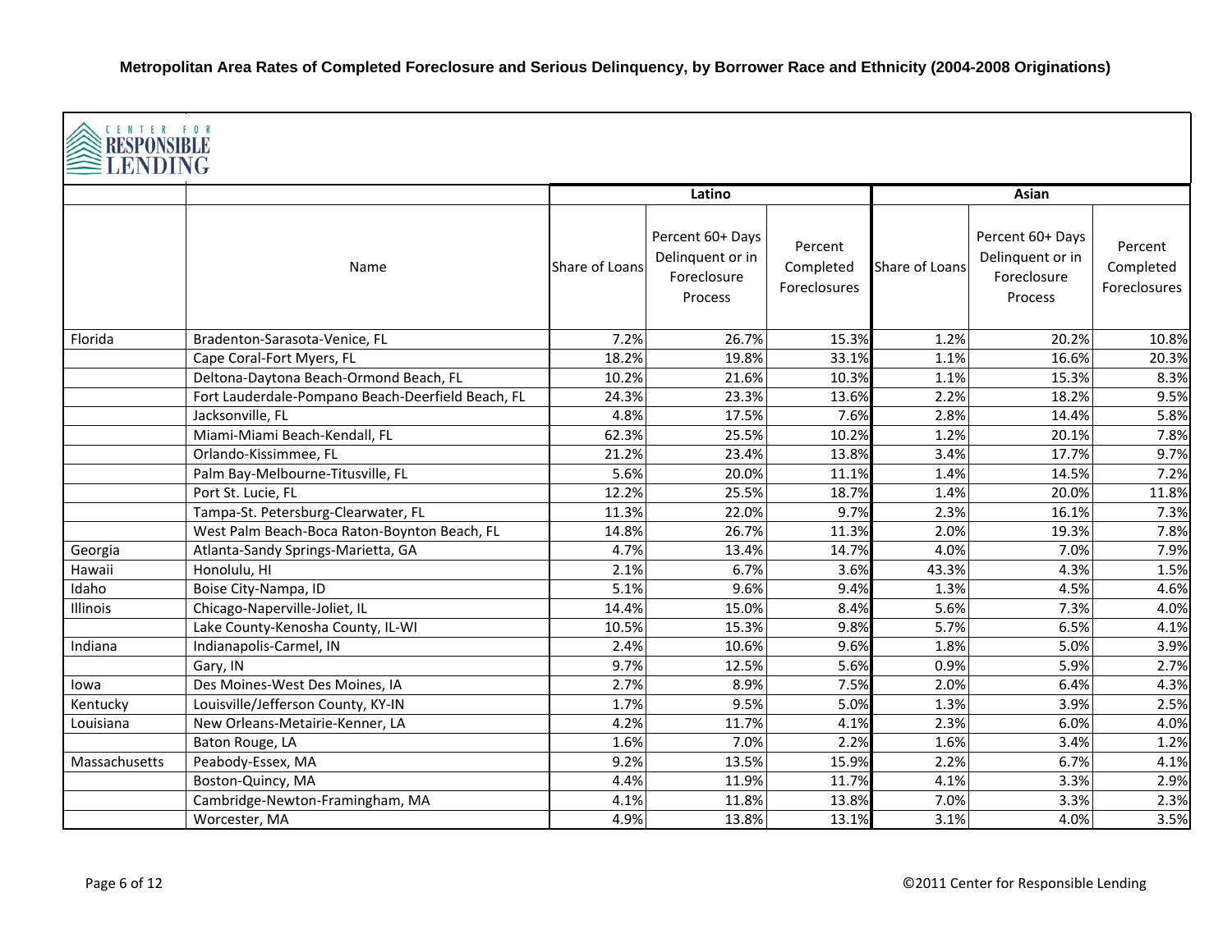**Metropolitan Area Rates of Completed Foreclosure and Serious Delinquency, by Borrower Race and Ethnicity (2004-2008 Originations)**

CENTER FOR RESPONSIBLE LENDING

| | | Latino | | | Asian | | |
|---|---|---|---|---|---|---|---|
| | Name | Share of Loans | Percent 60+ Days Delinquent or in Foreclosure Process | Percent Completed Foreclosures | Share of Loans | Percent 60+ Days Delinquent or in Foreclosure Process | Percent Completed Foreclosures |
| Florida | Bradenton-Sarasota-Venice, FL | 7.2% | 26.7% | 15.3% | 1.2% | 20.2% | 10.8% |
| | Cape Coral-Fort Myers, FL | 18.2% | 19.8% | 33.1% | 1.1% | 16.6% | 20.3% |
| | Deltona-Daytona Beach-Ormond Beach, FL | 10.2% | 21.6% | 10.3% | 1.1% | 15.3% | 8.3% |
| | Fort Lauderdale-Pompano Beach-Deerfield Beach, FL | 24.3% | 23.3% | 13.6% | 2.2% | 18.2% | 9.5% |
| | Jacksonville, FL | 4.8% | 17.5% | 7.6% | 2.8% | 14.4% | 5.8% |
| | Miami-Miami Beach-Kendall, FL | 62.3% | 25.5% | 10.2% | 1.2% | 20.1% | 7.8% |
| | Orlando-Kissimmee, FL | 21.2% | 23.4% | 13.8% | 3.4% | 17.7% | 9.7% |
| | Palm Bay-Melbourne-Titusville, FL | 5.6% | 20.0% | 11.1% | 1.4% | 14.5% | 7.2% |
| | Port St. Lucie, FL | 12.2% | 25.5% | 18.7% | 1.4% | 20.0% | 11.8% |
| | Tampa-St. Petersburg-Clearwater, FL | 11.3% | 22.0% | 9.7% | 2.3% | 16.1% | 7.3% |
| | West Palm Beach-Boca Raton-Boynton Beach, FL | 14.8% | 26.7% | 11.3% | 2.0% | 19.3% | 7.8% |
| Georgia | Atlanta-Sandy Springs-Marietta, GA | 4.7% | 13.4% | 14.7% | 4.0% | 7.0% | 7.9% |
| Hawaii | Honolulu, HI | 2.1% | 6.7% | 3.6% | 43.3% | 4.3% | 1.5% |
| Idaho | Boise City-Nampa, ID | 5.1% | 9.6% | 9.4% | 1.3% | 4.5% | 4.6% |
| Illinois | Chicago-Naperville-Joliet, IL | 14.4% | 15.0% | 8.4% | 5.6% | 7.3% | 4.0% |
| | Lake County-Kenosha County, IL-WI | 10.5% | 15.3% | 9.8% | 5.7% | 6.5% | 4.1% |
| Indiana | Indianapolis-Carmel, IN | 2.4% | 10.6% | 9.6% | 1.8% | 5.0% | 3.9% |
| | Gary, IN | 9.7% | 12.5% | 5.6% | 0.9% | 5.9% | 2.7% |
| Iowa | Des Moines-West Des Moines, IA | 2.7% | 8.9% | 7.5% | 2.0% | 6.4% | 4.3% |
| Kentucky | Louisville/Jefferson County, KY-IN | 1.7% | 9.5% | 5.0% | 1.3% | 3.9% | 2.5% |
| Louisiana | New Orleans-Metairie-Kenner, LA | 4.2% | 11.7% | 4.1% | 2.3% | 6.0% | 4.0% |
| | Baton Rouge, LA | 1.6% | 7.0% | 2.2% | 1.6% | 3.4% | 1.2% |
| Massachusetts | Peabody-Essex, MA | 9.2% | 13.5% | 15.9% | 2.2% | 6.7% | 4.1% |
| | Boston-Quincy, MA | 4.4% | 11.9% | 11.7% | 4.1% | 3.3% | 2.9% |
| | Cambridge-Newton-Framingham, MA | 4.1% | 11.8% | 13.8% | 7.0% | 3.3% | 2.3% |
| | Worcester, MA | 4.9% | 13.8% | 13.1% | 3.1% | 4.0% | 3.5% |

©2011 Center for Responsible Lending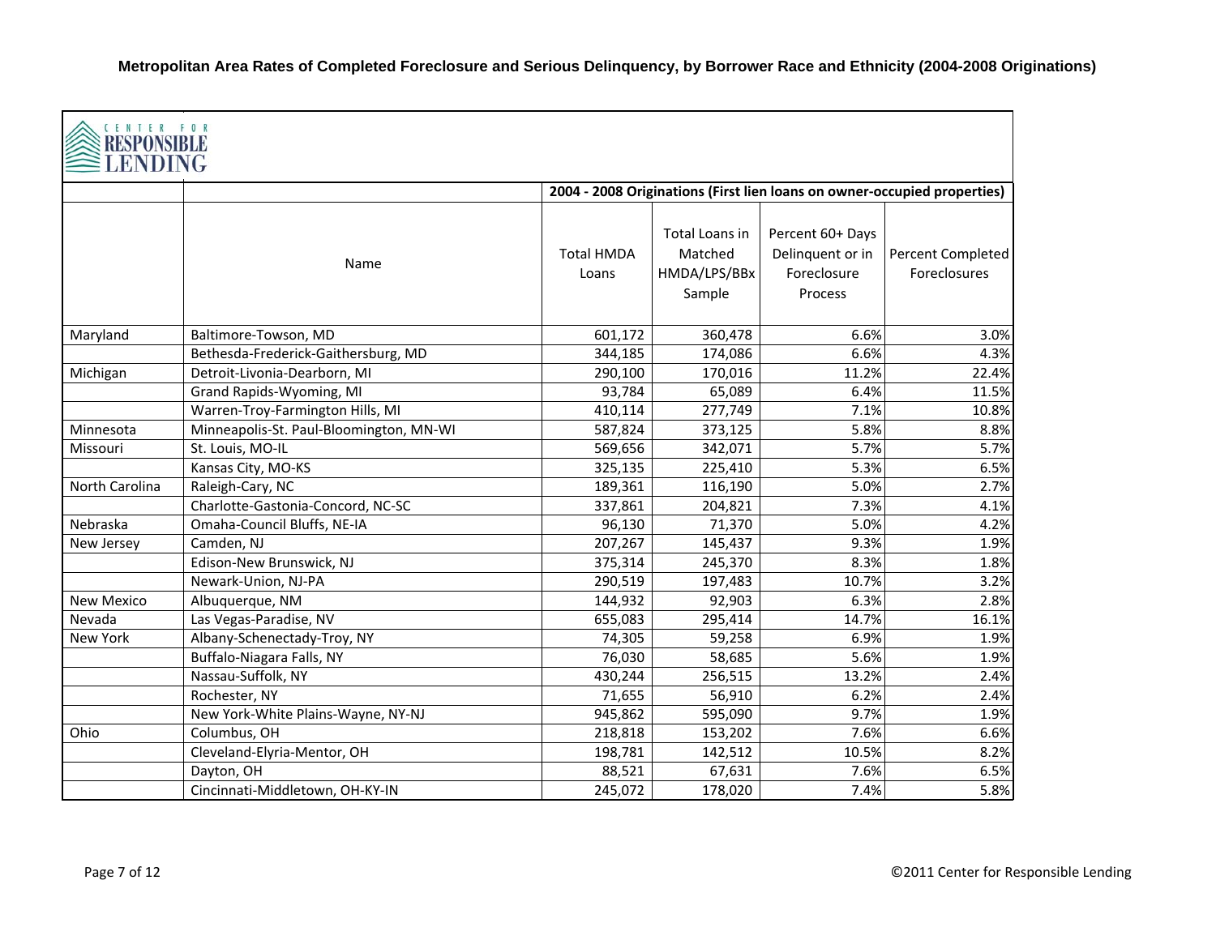**Metropolitan Area Rates of Completed Foreclosure and Serious Delinquency, by Borrower Race and Ethnicity (2004-2008 Originations)**

CENTER FOR RESPONSIBLE LENDING

| | | 2004 - 2008 Originations (First lien loans on owner-occupied properties) | | | |
|---|---|---|---|---|---|
| | Name | Total HMDA Loans | Total Loans in Matched HMDA/LPS/BBx Sample | Percent 60+ Days Delinquent or in Foreclosure Process | Percent Completed Foreclosures |
| Maryland | Baltimore-Towson, MD | 601,172 | 360,478 | 6.6% | 3.0% |
| | Bethesda-Frederick-Gaithersburg, MD | 344,185 | 174,086 | 6.6% | 4.3% |
| Michigan | Detroit-Livonia-Dearborn, MI | 290,100 | 170,016 | 11.2% | 22.4% |
| | Grand Rapids-Wyoming, MI | 93,784 | 65,089 | 6.4% | 11.5% |
| | Warren-Troy-Farmington Hills, MI | 410,114 | 277,749 | 7.1% | 10.8% |
| Minnesota | Minneapolis-St. Paul-Bloomington, MN-WI | 587,824 | 373,125 | 5.8% | 8.8% |
| Missouri | St. Louis, MO-IL | 569,656 | 342,071 | 5.7% | 5.7% |
| | Kansas City, MO-KS | 325,135 | 225,410 | 5.3% | 6.5% |
| North Carolina | Raleigh-Cary, NC | 189,361 | 116,190 | 5.0% | 2.7% |
| | Charlotte-Gastonia-Concord, NC-SC | 337,861 | 204,821 | 7.3% | 4.1% |
| Nebraska | Omaha-Council Bluffs, NE-IA | 96,130 | 71,370 | 5.0% | 4.2% |
| New Jersey | Camden, NJ | 207,267 | 145,437 | 9.3% | 1.9% |
| | Edison-New Brunswick, NJ | 375,314 | 245,370 | 8.3% | 1.8% |
| | Newark-Union, NJ-PA | 290,519 | 197,483 | 10.7% | 3.2% |
| New Mexico | Albuquerque, NM | 144,932 | 92,903 | 6.3% | 2.8% |
| Nevada | Las Vegas-Paradise, NV | 655,083 | 295,414 | 14.7% | 16.1% |
| New York | Albany-Schenectady-Troy, NY | 74,305 | 59,258 | 6.9% | 1.9% |
| | Buffalo-Niagara Falls, NY | 76,030 | 58,685 | 5.6% | 1.9% |
| | Nassau-Suffolk, NY | 430,244 | 256,515 | 13.2% | 2.4% |
| | Rochester, NY | 71,655 | 56,910 | 6.2% | 2.4% |
| | New York-White Plains-Wayne, NY-NJ | 945,862 | 595,090 | 9.7% | 1.9% |
| Ohio | Columbus, OH | 218,818 | 153,202 | 7.6% | 6.6% |
| | Cleveland-Elyria-Mentor, OH | 198,781 | 142,512 | 10.5% | 8.2% |
| | Dayton, OH | 88,521 | 67,631 | 7.6% | 6.5% |
| | Cincinnati-Middletown, OH-KY-IN | 245,072 | 178,020 | 7.4% | 5.8% |

©2011 Center for Responsible Lending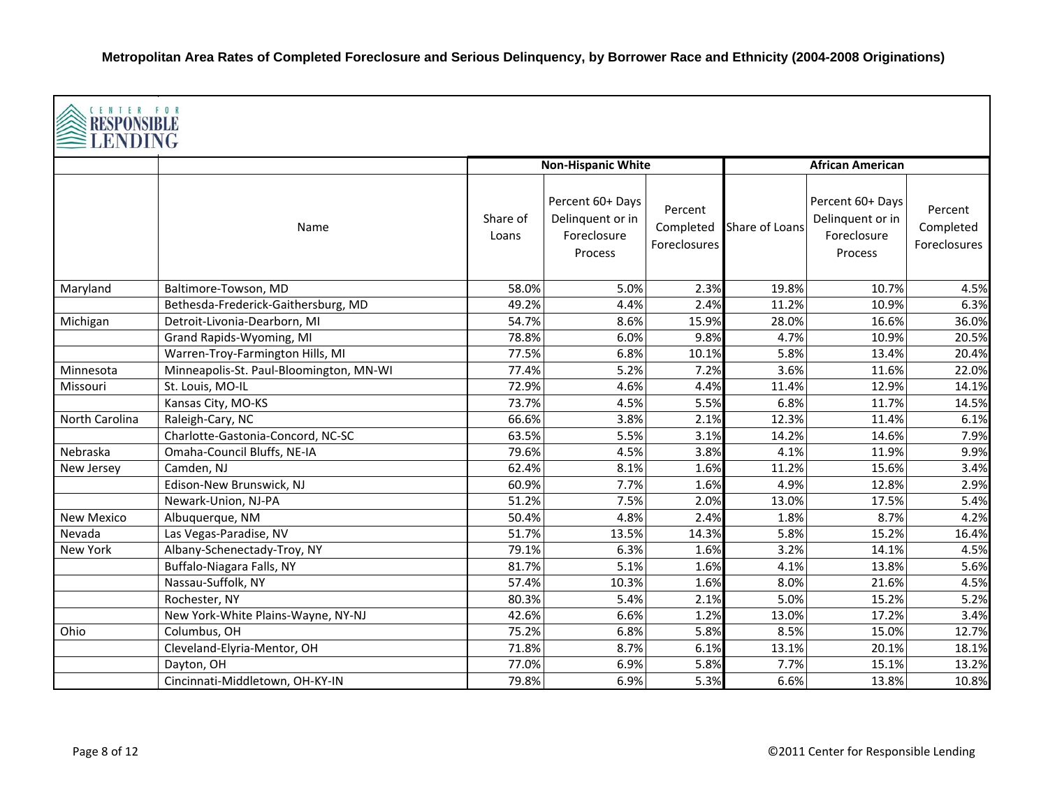# Metropolitan Area Rates of Completed Foreclosure and Serious Delinquency, by Borrower Race and Ethnicity (2004-2008 Originations)

CENTER FOR RESPONSIBLE LENDING

| | | Non-Hispanic White | | | African American | | |
|---|---|---|---|---|---|---|---|
| | Name | Share of Loans | Percent 60+ Days Delinquent or in Foreclosure Process | Percent Completed Foreclosures | Share of Loans | Percent 60+ Days Delinquent or in Foreclosure Process | Percent Completed Foreclosures |
| Maryland | Baltimore-Towson, MD | 58.0% | 5.0% | 2.3% | 19.8% | 10.7% | 4.5% |
| | Bethesda-Frederick-Gaithersburg, MD | 49.2% | 4.4% | 2.4% | 11.2% | 10.9% | 6.3% |
| Michigan | Detroit-Livonia-Dearborn, MI | 54.7% | 8.6% | 15.9% | 28.0% | 16.6% | 36.0% |
| | Grand Rapids-Wyoming, MI | 78.8% | 6.0% | 9.8% | 4.7% | 10.9% | 20.5% |
| | Warren-Troy-Farmington Hills, MI | 77.5% | 6.8% | 10.1% | 5.8% | 13.4% | 20.4% |
| Minnesota | Minneapolis-St. Paul-Bloomington, MN-WI | 77.4% | 5.2% | 7.2% | 3.6% | 11.6% | 22.0% |
| Missouri | St. Louis, MO-IL | 72.9% | 4.6% | 4.4% | 11.4% | 12.9% | 14.1% |
| | Kansas City, MO-KS | 73.7% | 4.5% | 5.5% | 6.8% | 11.7% | 14.5% |
| North Carolina | Raleigh-Cary, NC | 66.6% | 3.8% | 2.1% | 12.3% | 11.4% | 6.1% |
| | Charlotte-Gastonia-Concord, NC-SC | 63.5% | 5.5% | 3.1% | 14.2% | 14.6% | 7.9% |
| Nebraska | Omaha-Council Bluffs, NE-IA | 79.6% | 4.5% | 3.8% | 4.1% | 11.9% | 9.9% |
| New Jersey | Camden, NJ | 62.4% | 8.1% | 1.6% | 11.2% | 15.6% | 3.4% |
| | Edison-New Brunswick, NJ | 60.9% | 7.7% | 1.6% | 4.9% | 12.8% | 2.9% |
| | Newark-Union, NJ-PA | 51.2% | 7.5% | 2.0% | 13.0% | 17.5% | 5.4% |
| New Mexico | Albuquerque, NM | 50.4% | 4.8% | 2.4% | 1.8% | 8.7% | 4.2% |
| Nevada | Las Vegas-Paradise, NV | 51.7% | 13.5% | 14.3% | 5.8% | 15.2% | 16.4% |
| New York | Albany-Schenectady-Troy, NY | 79.1% | 6.3% | 1.6% | 3.2% | 14.1% | 4.5% |
| | Buffalo-Niagara Falls, NY | 81.7% | 5.1% | 1.6% | 4.1% | 13.8% | 5.6% |
| | Nassau-Suffolk, NY | 57.4% | 10.3% | 1.6% | 8.0% | 21.6% | 4.5% |
| | Rochester, NY | 80.3% | 5.4% | 2.1% | 5.0% | 15.2% | 5.2% |
| | New York-White Plains-Wayne, NY-NJ | 42.6% | 6.6% | 1.2% | 13.0% | 17.2% | 3.4% |
| Ohio | Columbus, OH | 75.2% | 6.8% | 5.8% | 8.5% | 15.0% | 12.7% |
| | Cleveland-Elyria-Mentor, OH | 71.8% | 8.7% | 6.1% | 13.1% | 20.1% | 18.1% |
| | Dayton, OH | 77.0% | 6.9% | 5.8% | 7.7% | 15.1% | 13.2% |
| | Cincinnati-Middletown, OH-KY-IN | 79.8% | 6.9% | 5.3% | 6.6% | 13.8% | 10.8% |

©2011 Center for Responsible Lending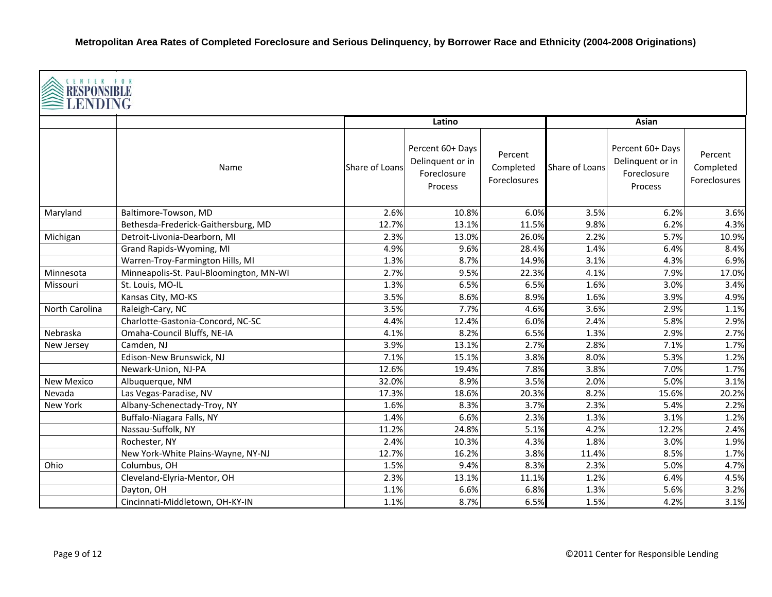**Metropolitan Area Rates of Completed Foreclosure and Serious Delinquency, by Borrower Race and Ethnicity (2004-2008 Originations)**

CENTER FOR RESPONSIBLE LENDING

| | | Latino | | | Asian | | |
|---|---|---|---|---|---|---|---|
| | Name | Share of Loans | Percent 60+ Days Delinquent or in Foreclosure Process | Percent Completed Foreclosures | Share of Loans | Percent 60+ Days Delinquent or in Foreclosure Process | Percent Completed Foreclosures |
| Maryland | Baltimore-Towson, MD | 2.6% | 10.8% | 6.0% | 3.5% | 6.2% | 3.6% |
| | Bethesda-Frederick-Gaithersburg, MD | 12.7% | 13.1% | 11.5% | 9.8% | 6.2% | 4.3% |
| Michigan | Detroit-Livonia-Dearborn, MI | 2.3% | 13.0% | 26.0% | 2.2% | 5.7% | 10.9% |
| | Grand Rapids-Wyoming, MI | 4.9% | 9.6% | 28.4% | 1.4% | 6.4% | 8.4% |
| | Warren-Troy-Farmington Hills, MI | 1.3% | 8.7% | 14.9% | 3.1% | 4.3% | 6.9% |
| Minnesota | Minneapolis-St. Paul-Bloomington, MN-WI | 2.7% | 9.5% | 22.3% | 4.1% | 7.9% | 17.0% |
| Missouri | St. Louis, MO-IL | 1.3% | 6.5% | 6.5% | 1.6% | 3.0% | 3.4% |
| | Kansas City, MO-KS | 3.5% | 8.6% | 8.9% | 1.6% | 3.9% | 4.9% |
| North Carolina | Raleigh-Cary, NC | 3.5% | 7.7% | 4.6% | 3.6% | 2.9% | 1.1% |
| | Charlotte-Gastonia-Concord, NC-SC | 4.4% | 12.4% | 6.0% | 2.4% | 5.8% | 2.9% |
| Nebraska | Omaha-Council Bluffs, NE-IA | 4.1% | 8.2% | 6.5% | 1.3% | 2.9% | 2.7% |
| New Jersey | Camden, NJ | 3.9% | 13.1% | 2.7% | 2.8% | 7.1% | 1.7% |
| | Edison-New Brunswick, NJ | 7.1% | 15.1% | 3.8% | 8.0% | 5.3% | 1.2% |
| | Newark-Union, NJ-PA | 12.6% | 19.4% | 7.8% | 3.8% | 7.0% | 1.7% |
| New Mexico | Albuquerque, NM | 32.0% | 8.9% | 3.5% | 2.0% | 5.0% | 3.1% |
| Nevada | Las Vegas-Paradise, NV | 17.3% | 18.6% | 20.3% | 8.2% | 15.6% | 20.2% |
| New York | Albany-Schenectady-Troy, NY | 1.6% | 8.3% | 3.7% | 2.3% | 5.4% | 2.2% |
| | Buffalo-Niagara Falls, NY | 1.4% | 6.6% | 2.3% | 1.3% | 3.1% | 1.2% |
| | Nassau-Suffolk, NY | 11.2% | 24.8% | 5.1% | 4.2% | 12.2% | 2.4% |
| | Rochester, NY | 2.4% | 10.3% | 4.3% | 1.8% | 3.0% | 1.9% |
| | New York-White Plains-Wayne, NY-NJ | 12.7% | 16.2% | 3.8% | 11.4% | 8.5% | 1.7% |
| Ohio | Columbus, OH | 1.5% | 9.4% | 8.3% | 2.3% | 5.0% | 4.7% |
| | Cleveland-Elyria-Mentor, OH | 2.3% | 13.1% | 11.1% | 1.2% | 6.4% | 4.5% |
| | Dayton, OH | 1.1% | 6.6% | 6.8% | 1.3% | 5.6% | 3.2% |
| | Cincinnati-Middletown, OH-KY-IN | 1.1% | 8.7% | 6.5% | 1.5% | 4.2% | 3.1% |

©2011 Center for Responsible Lending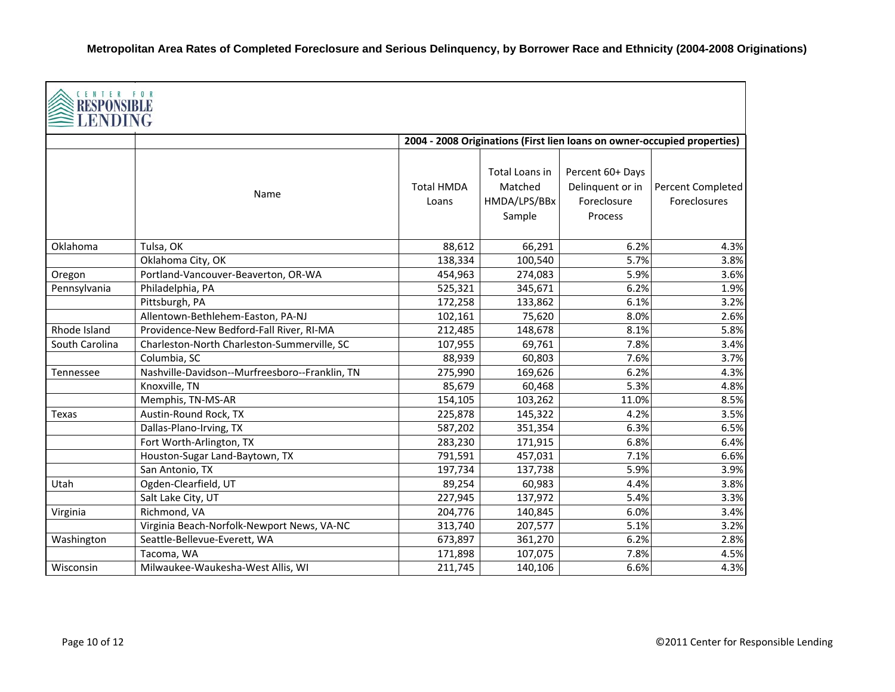# Metropolitan Area Rates of Completed Foreclosure and Serious Delinquency, by Borrower Race and Ethnicity (2004-2008 Originations)

CENTER FOR RESPONSIBLE LENDING

| | | 2004 - 2008 Originations (First lien loans on owner-occupied properties) | | | |
|---|---|---|---|---|---|
| | Name | Total HMDA Loans | Total Loans in Matched HMDA/LPS/BBx Sample | Percent 60+ Days Delinquent or in Foreclosure Process | Percent Completed Foreclosures |
| Oklahoma | Tulsa, OK | 88,612 | 66,291 | 6.2% | 4.3% |
| | Oklahoma City, OK | 138,334 | 100,540 | 5.7% | 3.8% |
| Oregon | Portland-Vancouver-Beaverton, OR-WA | 454,963 | 274,083 | 5.9% | 3.6% |
| Pennsylvania | Philadelphia, PA | 525,321 | 345,671 | 6.2% | 1.9% |
| | Pittsburgh, PA | 172,258 | 133,862 | 6.1% | 3.2% |
| | Allentown-Bethlehem-Easton, PA-NJ | 102,161 | 75,620 | 8.0% | 2.6% |
| Rhode Island | Providence-New Bedford-Fall River, RI-MA | 212,485 | 148,678 | 8.1% | 5.8% |
| South Carolina | Charleston-North Charleston-Summerville, SC | 107,955 | 69,761 | 7.8% | 3.4% |
| | Columbia, SC | 88,939 | 60,803 | 7.6% | 3.7% |
| Tennessee | Nashville-Davidson--Murfreesboro--Franklin, TN | 275,990 | 169,626 | 6.2% | 4.3% |
| | Knoxville, TN | 85,679 | 60,468 | 5.3% | 4.8% |
| | Memphis, TN-MS-AR | 154,105 | 103,262 | 11.0% | 8.5% |
| Texas | Austin-Round Rock, TX | 225,878 | 145,322 | 4.2% | 3.5% |
| | Dallas-Plano-Irving, TX | 587,202 | 351,354 | 6.3% | 6.5% |
| | Fort Worth-Arlington, TX | 283,230 | 171,915 | 6.8% | 6.4% |
| | Houston-Sugar Land-Baytown, TX | 791,591 | 457,031 | 7.1% | 6.6% |
| | San Antonio, TX | 197,734 | 137,738 | 5.9% | 3.9% |
| Utah | Ogden-Clearfield, UT | 89,254 | 60,983 | 4.4% | 3.8% |
| | Salt Lake City, UT | 227,945 | 137,972 | 5.4% | 3.3% |
| Virginia | Richmond, VA | 204,776 | 140,845 | 6.0% | 3.4% |
| | Virginia Beach-Norfolk-Newport News, VA-NC | 313,740 | 207,577 | 5.1% | 3.2% |
| Washington | Seattle-Bellevue-Everett, WA | 673,897 | 361,270 | 6.2% | 2.8% |
| | Tacoma, WA | 171,898 | 107,075 | 7.8% | 4.5% |
| Wisconsin | Milwaukee-Waukesha-West Allis, WI | 211,745 | 140,106 | 6.6% | 4.3% |

©2011 Center for Responsible Lending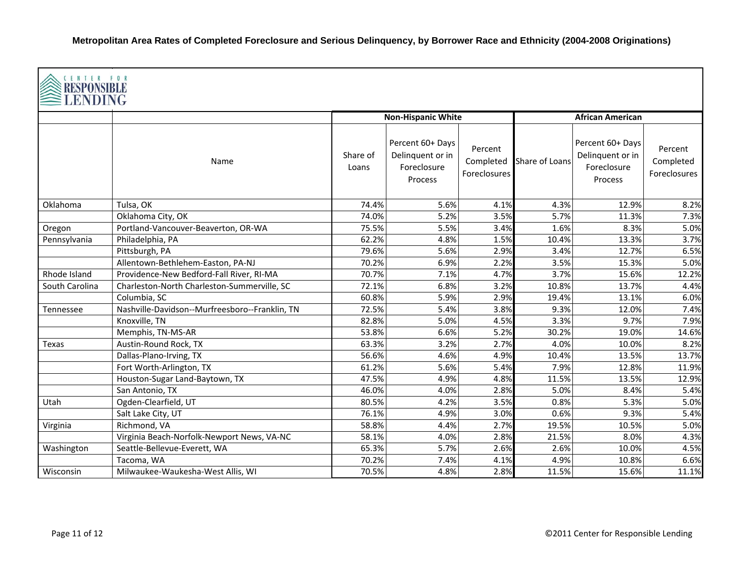# Metropolitan Area Rates of Completed Foreclosure and Serious Delinquency, by Borrower Race and Ethnicity (2004-2008 Originations)

CENTER FOR RESPONSIBLE LENDING

| | | Non-Hispanic White | | | African American | | |
|---|---|---|---|---|---|---|---|
| | Name | Share of Loans | Percent 60+ Days Delinquent or in Foreclosure Process | Percent Completed Foreclosures | Share of Loans | Percent 60+ Days Delinquent or in Foreclosure Process | Percent Completed Foreclosures |
| Oklahoma | Tulsa, OK | 74.4% | 5.6% | 4.1% | 4.3% | 12.9% | 8.2% |
| | Oklahoma City, OK | 74.0% | 5.2% | 3.5% | 5.7% | 11.3% | 7.3% |
| Oregon | Portland-Vancouver-Beaverton, OR-WA | 75.5% | 5.5% | 3.4% | 1.6% | 8.3% | 5.0% |
| Pennsylvania | Philadelphia, PA | 62.2% | 4.8% | 1.5% | 10.4% | 13.3% | 3.7% |
| | Pittsburgh, PA | 79.6% | 5.6% | 2.9% | 3.4% | 12.7% | 6.5% |
| | Allentown-Bethlehem-Easton, PA-NJ | 70.2% | 6.9% | 2.2% | 3.5% | 15.3% | 5.0% |
| Rhode Island | Providence-New Bedford-Fall River, RI-MA | 70.7% | 7.1% | 4.7% | 3.7% | 15.6% | 12.2% |
| South Carolina | Charleston-North Charleston-Summerville, SC | 72.1% | 6.8% | 3.2% | 10.8% | 13.7% | 4.4% |
| | Columbia, SC | 60.8% | 5.9% | 2.9% | 19.4% | 13.1% | 6.0% |
| Tennessee | Nashville-Davidson--Murfreesboro--Franklin, TN | 72.5% | 5.4% | 3.8% | 9.3% | 12.0% | 7.4% |
| | Knoxville, TN | 82.8% | 5.0% | 4.5% | 3.3% | 9.7% | 7.9% |
| | Memphis, TN-MS-AR | 53.8% | 6.6% | 5.2% | 30.2% | 19.0% | 14.6% |
| Texas | Austin-Round Rock, TX | 63.3% | 3.2% | 2.7% | 4.0% | 10.0% | 8.2% |
| | Dallas-Plano-Irving, TX | 56.6% | 4.6% | 4.9% | 10.4% | 13.5% | 13.7% |
| | Fort Worth-Arlington, TX | 61.2% | 5.6% | 5.4% | 7.9% | 12.8% | 11.9% |
| | Houston-Sugar Land-Baytown, TX | 47.5% | 4.9% | 4.8% | 11.5% | 13.5% | 12.9% |
| | San Antonio, TX | 46.0% | 4.0% | 2.8% | 5.0% | 8.4% | 5.4% |
| Utah | Ogden-Clearfield, UT | 80.5% | 4.2% | 3.5% | 0.8% | 5.3% | 5.0% |
| | Salt Lake City, UT | 76.1% | 4.9% | 3.0% | 0.6% | 9.3% | 5.4% |
| Virginia | Richmond, VA | 58.8% | 4.4% | 2.7% | 19.5% | 10.5% | 5.0% |
| | Virginia Beach-Norfolk-Newport News, VA-NC | 58.1% | 4.0% | 2.8% | 21.5% | 8.0% | 4.3% |
| Washington | Seattle-Bellevue-Everett, WA | 65.3% | 5.7% | 2.6% | 2.6% | 10.0% | 4.5% |
| | Tacoma, WA | 70.2% | 7.4% | 4.1% | 4.9% | 10.8% | 6.6% |
| Wisconsin | Milwaukee-Waukesha-West Allis, WI | 70.5% | 4.8% | 2.8% | 11.5% | 15.6% | 11.1% |

©2011 Center for Responsible Lending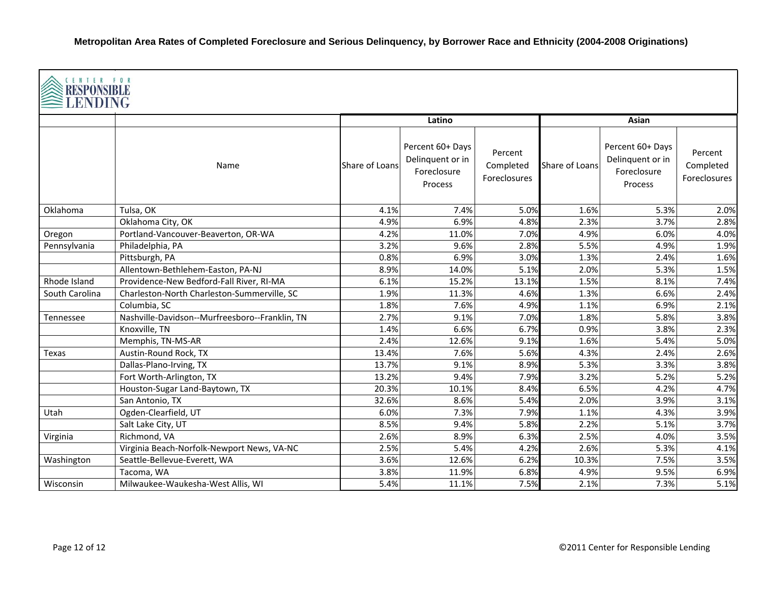## Metropolitan Area Rates of Completed Foreclosure and Serious Delinquency, by Borrower Race and Ethnicity (2004-2008 Originations)

CENTER FOR RESPONSIBLE LENDING

| | | Latino | | | Asian | | |
|---|---|---|---|---|---|---|---|
| | Name | Share of Loans | Percent 60+ Days Delinquent or in Foreclosure Process | Percent Completed Foreclosures | Share of Loans | Percent 60+ Days Delinquent or in Foreclosure Process | Percent Completed Foreclosures |
| Oklahoma | Tulsa, OK | 4.1% | 7.4% | 5.0% | 1.6% | 5.3% | 2.0% |
| | Oklahoma City, OK | 4.9% | 6.9% | 4.8% | 2.3% | 3.7% | 2.8% |
| Oregon | Portland-Vancouver-Beaverton, OR-WA | 4.2% | 11.0% | 7.0% | 4.9% | 6.0% | 4.0% |
| Pennsylvania | Philadelphia, PA | 3.2% | 9.6% | 2.8% | 5.5% | 4.9% | 1.9% |
| | Pittsburgh, PA | 0.8% | 6.9% | 3.0% | 1.3% | 2.4% | 1.6% |
| | Allentown-Bethlehem-Easton, PA-NJ | 8.9% | 14.0% | 5.1% | 2.0% | 5.3% | 1.5% |
| Rhode Island | Providence-New Bedford-Fall River, RI-MA | 6.1% | 15.2% | 13.1% | 1.5% | 8.1% | 7.4% |
| South Carolina | Charleston-North Charleston-Summerville, SC | 1.9% | 11.3% | 4.6% | 1.3% | 6.6% | 2.4% |
| | Columbia, SC | 1.8% | 7.6% | 4.9% | 1.1% | 6.9% | 2.1% |
| Tennessee | Nashville-Davidson--Murfreesboro--Franklin, TN | 2.7% | 9.1% | 7.0% | 1.8% | 5.8% | 3.8% |
| | Knoxville, TN | 1.4% | 6.6% | 6.7% | 0.9% | 3.8% | 2.3% |
| | Memphis, TN-MS-AR | 2.4% | 12.6% | 9.1% | 1.6% | 5.4% | 5.0% |
| Texas | Austin-Round Rock, TX | 13.4% | 7.6% | 5.6% | 4.3% | 2.4% | 2.6% |
| | Dallas-Plano-Irving, TX | 13.7% | 9.1% | 8.9% | 5.3% | 3.3% | 3.8% |
| | Fort Worth-Arlington, TX | 13.2% | 9.4% | 7.9% | 3.2% | 5.2% | 5.2% |
| | Houston-Sugar Land-Baytown, TX | 20.3% | 10.1% | 8.4% | 6.5% | 4.2% | 4.7% |
| | San Antonio, TX | 32.6% | 8.6% | 5.4% | 2.0% | 3.9% | 3.1% |
| Utah | Ogden-Clearfield, UT | 6.0% | 7.3% | 7.9% | 1.1% | 4.3% | 3.9% |
| | Salt Lake City, UT | 8.5% | 9.4% | 5.8% | 2.2% | 5.1% | 3.7% |
| Virginia | Richmond, VA | 2.6% | 8.9% | 6.3% | 2.5% | 4.0% | 3.5% |
| | Virginia Beach-Norfolk-Newport News, VA-NC | 2.5% | 5.4% | 4.2% | 2.6% | 5.3% | 4.1% |
| Washington | Seattle-Bellevue-Everett, WA | 3.6% | 12.6% | 6.2% | 10.3% | 7.5% | 3.5% |
| | Tacoma, WA | 3.8% | 11.9% | 6.8% | 4.9% | 9.5% | 6.9% |
| Wisconsin | Milwaukee-Waukesha-West Allis, WI | 5.4% | 11.1% | 7.5% | 2.1% | 7.3% | 5.1% |

©2011 Center for Responsible Lending